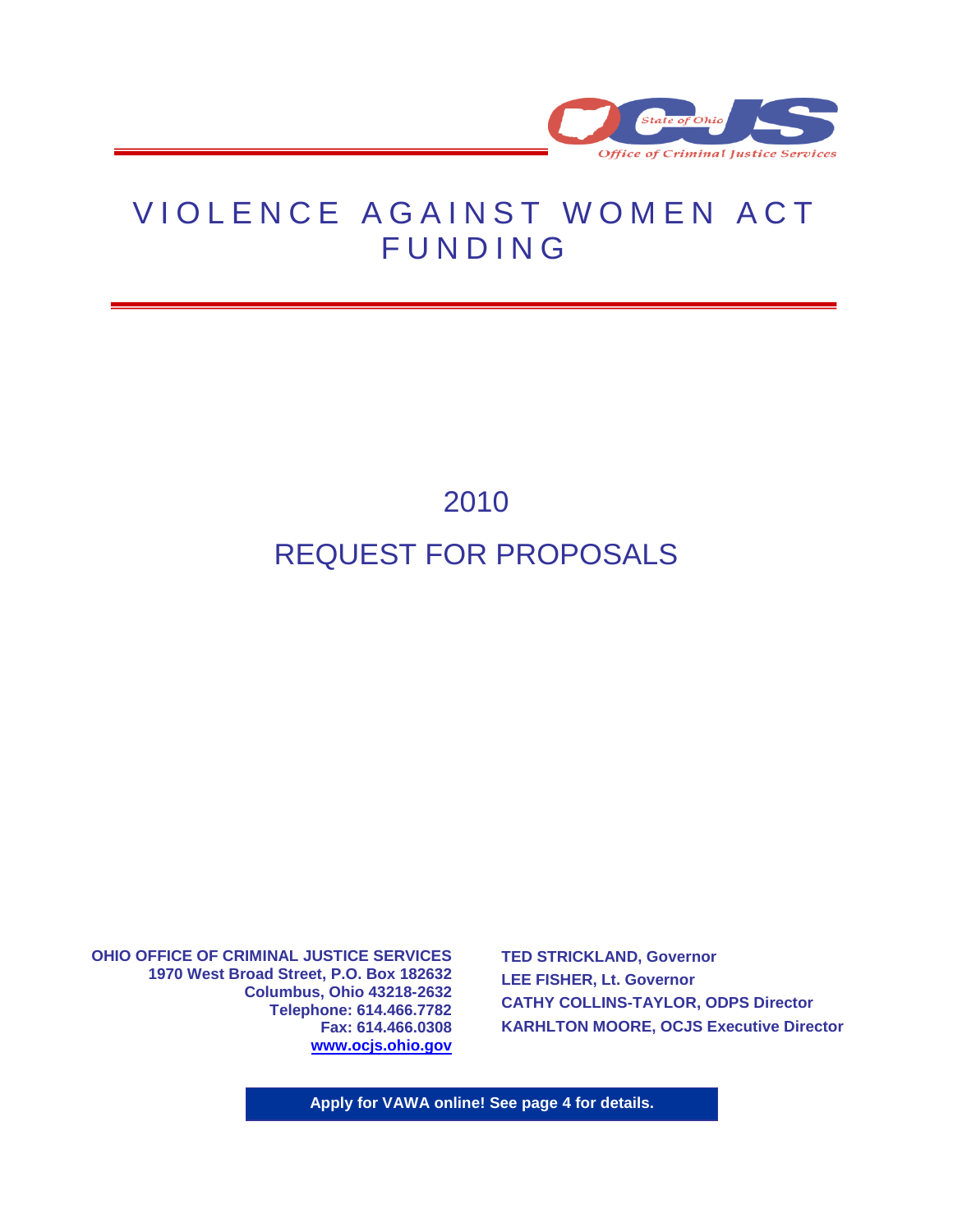State of Ohio OCJS
Office of Criminal Justice Services

# VIOLENCE AGAINST WOMEN ACT FUNDING

## 2010

## REQUEST FOR PROPOSALS

**OHIO OFFICE OF CRIMINAL JUSTICE SERVICES**
**1970 West Broad Street, P.O. Box 182632**
**Columbus, Ohio 43218-2632**
**Telephone: 614.466.7782**
**Fax: 614.466.0308**
**www.ocjs.ohio.gov**

**TED STRICKLAND, Governor**
**LEE FISHER, Lt. Governor**
**CATHY COLLINS-TAYLOR, ODPS Director**
**KARHLTON MOORE, OCJS Executive Director**

**Apply for VAWA online! See page 4 for details.**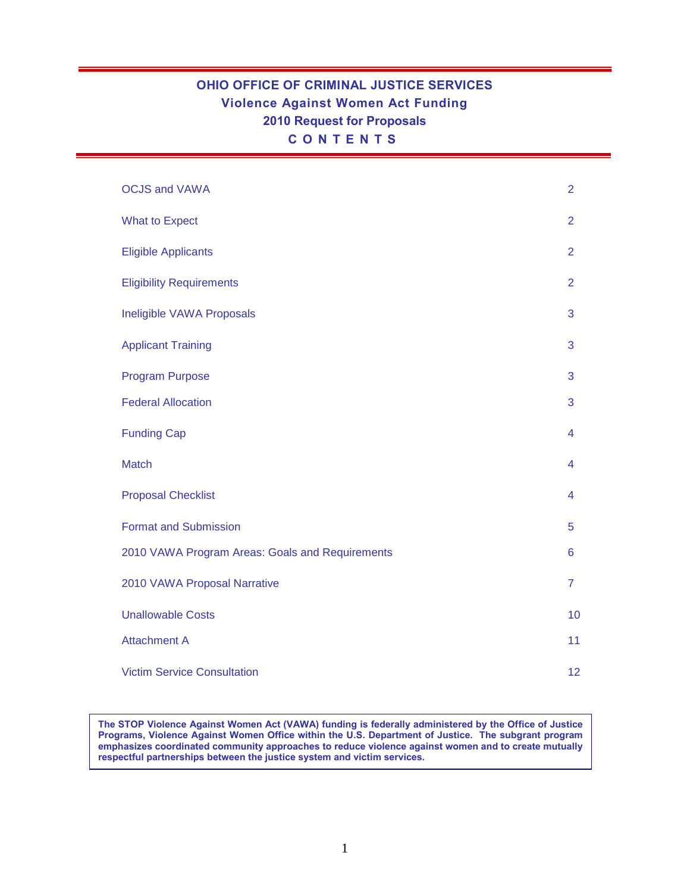# OHIO OFFICE OF CRIMINAL JUSTICE SERVICES

## Violence Against Women Act Funding

## 2010 Request for Proposals

## C O N T E N T S

| | |
|---|---|
| OCJS and VAWA | 2 |
| What to Expect | 2 |
| Eligible Applicants | 2 |
| Eligibility Requirements | 2 |
| Ineligible VAWA Proposals | 3 |
| Applicant Training | 3 |
| Program Purpose | 3 |
| Federal Allocation | 3 |
| Funding Cap | 4 |
| Match | 4 |
| Proposal Checklist | 4 |
| Format and Submission | 5 |
| 2010 VAWA Program Areas: Goals and Requirements | 6 |
| 2010 VAWA Proposal Narrative | 7 |
| Unallowable Costs | 10 |
| Attachment A | 11 |
| Victim Service Consultation | 12 |

**The STOP Violence Against Women Act (VAWA) funding is federally administered by the Office of Justice Programs, Violence Against Women Office within the U.S. Department of Justice. The subgrant program emphasizes coordinated community approaches to reduce violence against women and to create mutually respectful partnerships between the justice system and victim services.**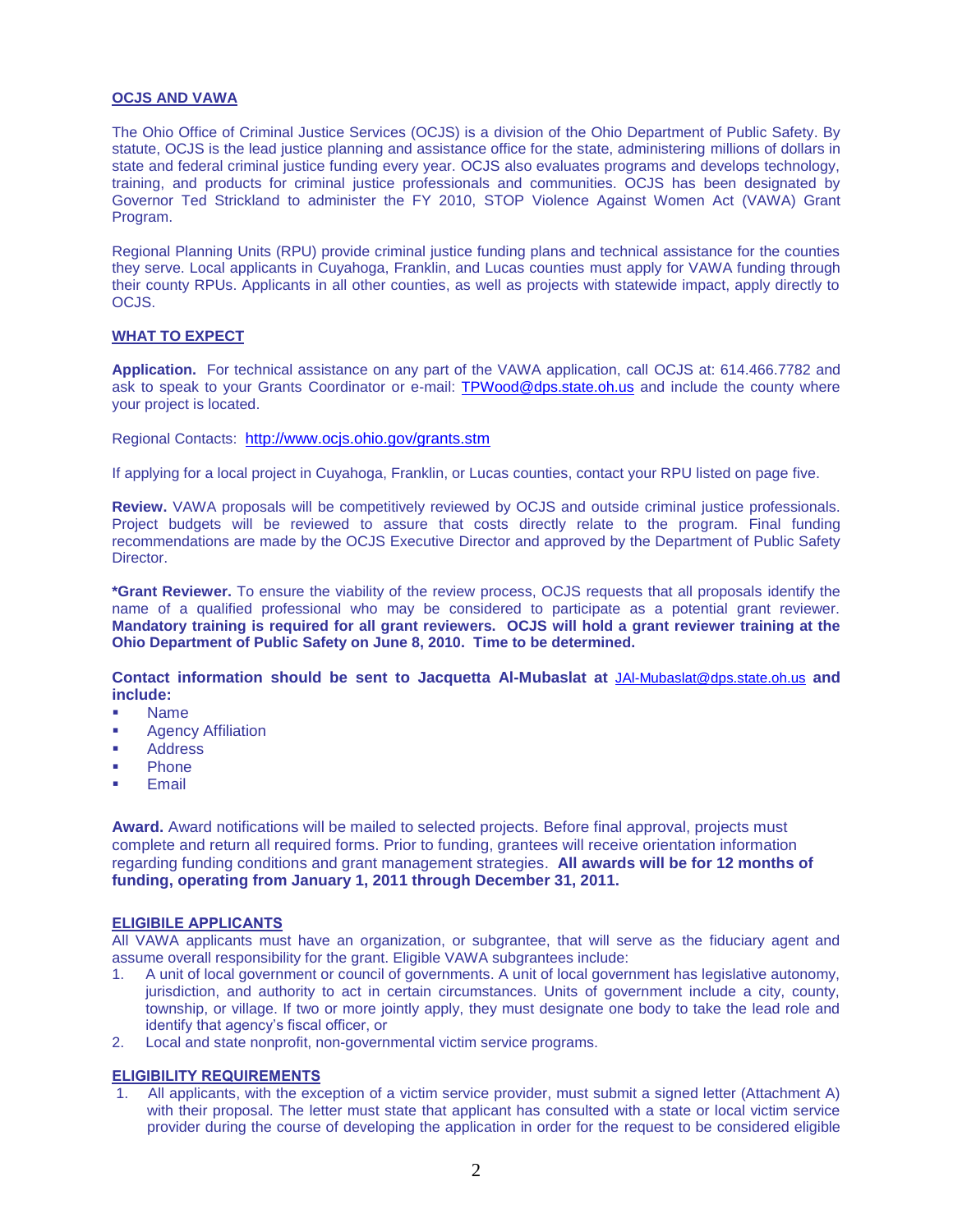## OCJS AND VAWA

The Ohio Office of Criminal Justice Services (OCJS) is a division of the Ohio Department of Public Safety. By statute, OCJS is the lead justice planning and assistance office for the state, administering millions of dollars in state and federal criminal justice funding every year. OCJS also evaluates programs and develops technology, training, and products for criminal justice professionals and communities. OCJS has been designated by Governor Ted Strickland to administer the FY 2010, STOP Violence Against Women Act (VAWA) Grant Program.

Regional Planning Units (RPU) provide criminal justice funding plans and technical assistance for the counties they serve. Local applicants in Cuyahoga, Franklin, and Lucas counties must apply for VAWA funding through their county RPUs. Applicants in all other counties, as well as projects with statewide impact, apply directly to OCJS.

## WHAT TO EXPECT

**Application.** For technical assistance on any part of the VAWA application, call OCJS at: 614.466.7782 and ask to speak to your Grants Coordinator or e-mail: TPWood@dps.state.oh.us and include the county where your project is located.

Regional Contacts: http://www.ocjs.ohio.gov/grants.stm

If applying for a local project in Cuyahoga, Franklin, or Lucas counties, contact your RPU listed on page five.

**Review.** VAWA proposals will be competitively reviewed by OCJS and outside criminal justice professionals. Project budgets will be reviewed to assure that costs directly relate to the program. Final funding recommendations are made by the OCJS Executive Director and approved by the Department of Public Safety Director.

**\*Grant Reviewer.** To ensure the viability of the review process, OCJS requests that all proposals identify the name of a qualified professional who may be considered to participate as a potential grant reviewer. **Mandatory training is required for all grant reviewers. OCJS will hold a grant reviewer training at the Ohio Department of Public Safety on June 8, 2010. Time to be determined.**

**Contact information should be sent to Jacquetta Al-Mubaslat at JAl-Mubaslat@dps.state.oh.us and include:**

- Name
- Agency Affiliation
- Address
- Phone
- Email

**Award.** Award notifications will be mailed to selected projects. Before final approval, projects must complete and return all required forms. Prior to funding, grantees will receive orientation information regarding funding conditions and grant management strategies. **All awards will be for 12 months of funding, operating from January 1, 2011 through December 31, 2011.**

## ELIGIBILE APPLICANTS

All VAWA applicants must have an organization, or subgrantee, that will serve as the fiduciary agent and assume overall responsibility for the grant. Eligible VAWA subgrantees include:

1. A unit of local government or council of governments. A unit of local government has legislative autonomy, jurisdiction, and authority to act in certain circumstances. Units of government include a city, county, township, or village. If two or more jointly apply, they must designate one body to take the lead role and identify that agency's fiscal officer, or
2. Local and state nonprofit, non-governmental victim service programs.

## ELIGIBILITY REQUIREMENTS

1. All applicants, with the exception of a victim service provider, must submit a signed letter (Attachment A) with their proposal. The letter must state that applicant has consulted with a state or local victim service provider during the course of developing the application in order for the request to be considered eligible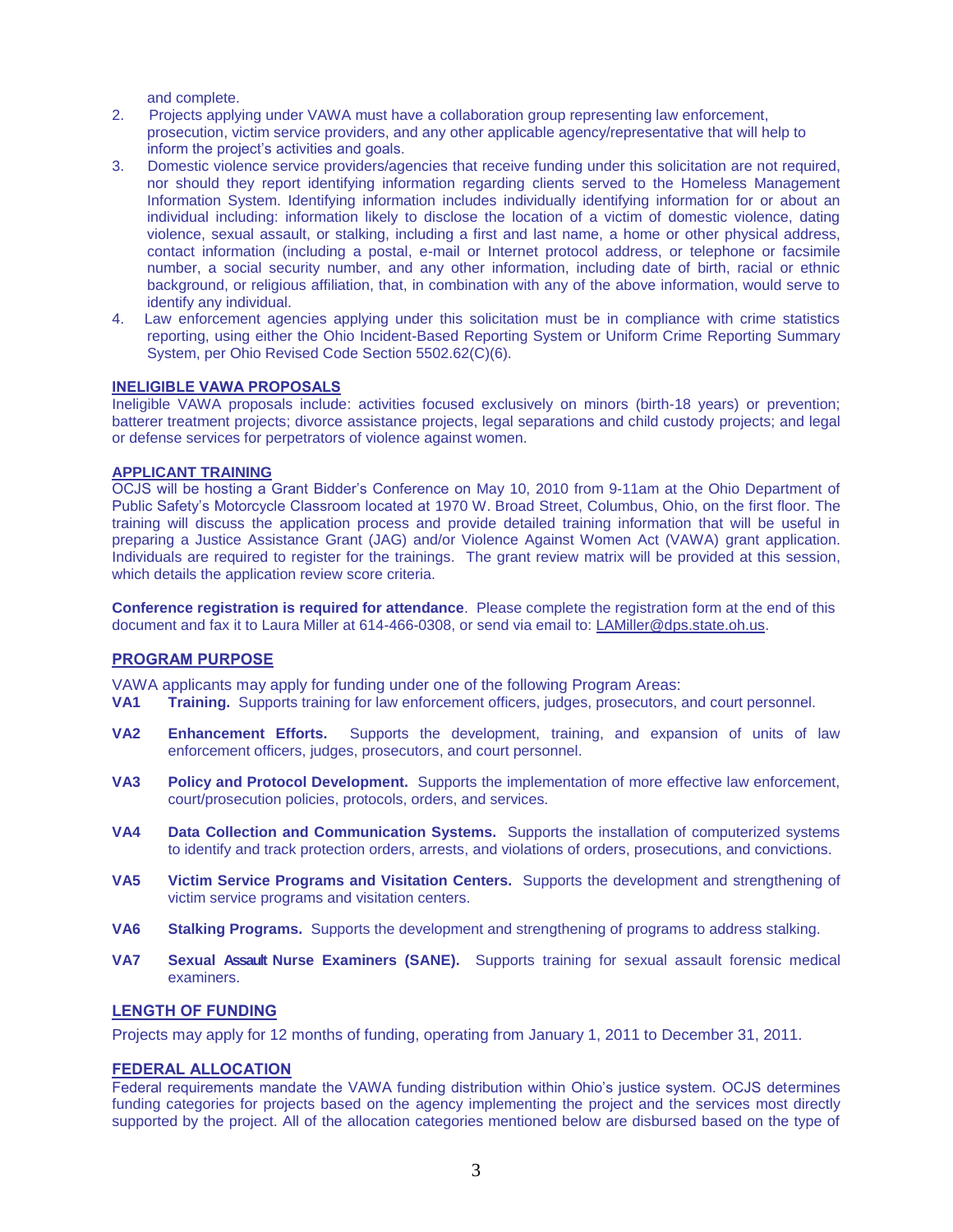and complete.

2. Projects applying under VAWA must have a collaboration group representing law enforcement, prosecution, victim service providers, and any other applicable agency/representative that will help to inform the project's activities and goals.
3. Domestic violence service providers/agencies that receive funding under this solicitation are not required, nor should they report identifying information regarding clients served to the Homeless Management Information System. Identifying information includes individually identifying information for or about an individual including: information likely to disclose the location of a victim of domestic violence, dating violence, sexual assault, or stalking, including a first and last name, a home or other physical address, contact information (including a postal, e-mail or Internet protocol address, or telephone or facsimile number, a social security number, and any other information, including date of birth, racial or ethnic background, or religious affiliation, that, in combination with any of the above information, would serve to identify any individual.
4. Law enforcement agencies applying under this solicitation must be in compliance with crime statistics reporting, using either the Ohio Incident-Based Reporting System or Uniform Crime Reporting Summary System, per Ohio Revised Code Section 5502.62(C)(6).

## INELIGIBLE VAWA PROPOSALS

Ineligible VAWA proposals include: activities focused exclusively on minors (birth-18 years) or prevention; batterer treatment projects; divorce assistance projects, legal separations and child custody projects; and legal or defense services for perpetrators of violence against women.

## APPLICANT TRAINING

OCJS will be hosting a Grant Bidder's Conference on May 10, 2010 from 9-11am at the Ohio Department of Public Safety's Motorcycle Classroom located at 1970 W. Broad Street, Columbus, Ohio, on the first floor. The training will discuss the application process and provide detailed training information that will be useful in preparing a Justice Assistance Grant (JAG) and/or Violence Against Women Act (VAWA) grant application. Individuals are required to register for the trainings. The grant review matrix will be provided at this session, which details the application review score criteria.

**Conference registration is required for attendance**. Please complete the registration form at the end of this document and fax it to Laura Miller at 614-466-0308, or send via email to: LAMiller@dps.state.oh.us.

## PROGRAM PURPOSE

VAWA applicants may apply for funding under one of the following Program Areas:

**VA1** **Training.** Supports training for law enforcement officers, judges, prosecutors, and court personnel.

**VA2** **Enhancement Efforts.** Supports the development, training, and expansion of units of law enforcement officers, judges, prosecutors, and court personnel.

**VA3** **Policy and Protocol Development.** Supports the implementation of more effective law enforcement, court/prosecution policies, protocols, orders, and services.

**VA4** **Data Collection and Communication Systems.** Supports the installation of computerized systems to identify and track protection orders, arrests, and violations of orders, prosecutions, and convictions.

**VA5** **Victim Service Programs and Visitation Centers.** Supports the development and strengthening of victim service programs and visitation centers.

**VA6** **Stalking Programs.** Supports the development and strengthening of programs to address stalking.

**VA7** **Sexual Assault Nurse Examiners (SANE).** Supports training for sexual assault forensic medical examiners.

## LENGTH OF FUNDING

Projects may apply for 12 months of funding, operating from January 1, 2011 to December 31, 2011.

## FEDERAL ALLOCATION

Federal requirements mandate the VAWA funding distribution within Ohio's justice system. OCJS determines funding categories for projects based on the agency implementing the project and the services most directly supported by the project. All of the allocation categories mentioned below are disbursed based on the type of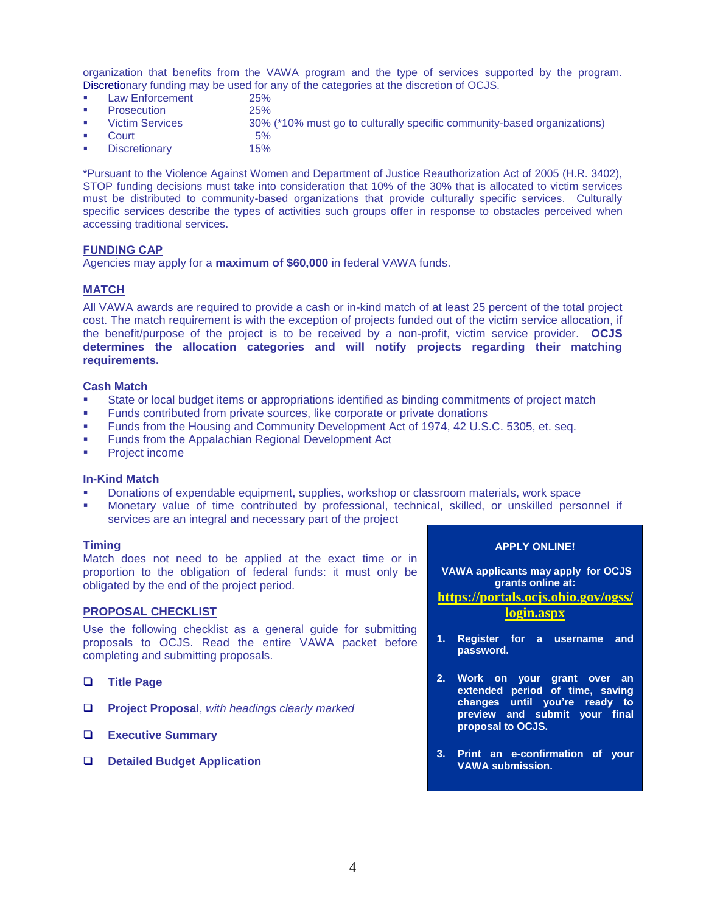organization that benefits from the VAWA program and the type of services supported by the program. Discretionary funding may be used for any of the categories at the discretion of OCJS.

- Law Enforcement 25%
- Prosecution 25%
- Victim Services 30% (*10% must go to culturally specific community-based organizations)
- Court 5%
- Discretionary 15%

*Pursuant to the Violence Against Women and Department of Justice Reauthorization Act of 2005 (H.R. 3402), STOP funding decisions must take into consideration that 10% of the 30% that is allocated to victim services must be distributed to community-based organizations that provide culturally specific services. Culturally specific services describe the types of activities such groups offer in response to obstacles perceived when accessing traditional services.

## FUNDING CAP

Agencies may apply for a **maximum of $60,000** in federal VAWA funds.

## MATCH

All VAWA awards are required to provide a cash or in-kind match of at least 25 percent of the total project cost. The match requirement is with the exception of projects funded out of the victim service allocation, if the benefit/purpose of the project is to be received by a non-profit, victim service provider. **OCJS determines the allocation categories and will notify projects regarding their matching requirements.**

### Cash Match

- State or local budget items or appropriations identified as binding commitments of project match
- Funds contributed from private sources, like corporate or private donations
- Funds from the Housing and Community Development Act of 1974, 42 U.S.C. 5305, et. seq.
- Funds from the Appalachian Regional Development Act
- Project income

### In-Kind Match

- Donations of expendable equipment, supplies, workshop or classroom materials, work space
- Monetary value of time contributed by professional, technical, skilled, or unskilled personnel if services are an integral and necessary part of the project

### Timing

Match does not need to be applied at the exact time or in proportion to the obligation of federal funds: it must only be obligated by the end of the project period.

## PROPOSAL CHECKLIST

Use the following checklist as a general guide for submitting proposals to OCJS. Read the entire VAWA packet before completing and submitting proposals.

- ☐ **Title Page**
- ☐ **Project Proposal**, *with headings clearly marked*
- ☐ **Executive Summary**
- ☐ **Detailed Budget Application**

**APPLY ONLINE!**

**VAWA applicants may apply for OCJS grants online at:**

**https://portals.ocjs.ohio.gov/ogss/login.aspx**

1. **Register for a username and password.**
2. **Work on your grant over an extended period of time, saving changes until you're ready to preview and submit your final proposal to OCJS.**
3. **Print an e-confirmation of your VAWA submission.**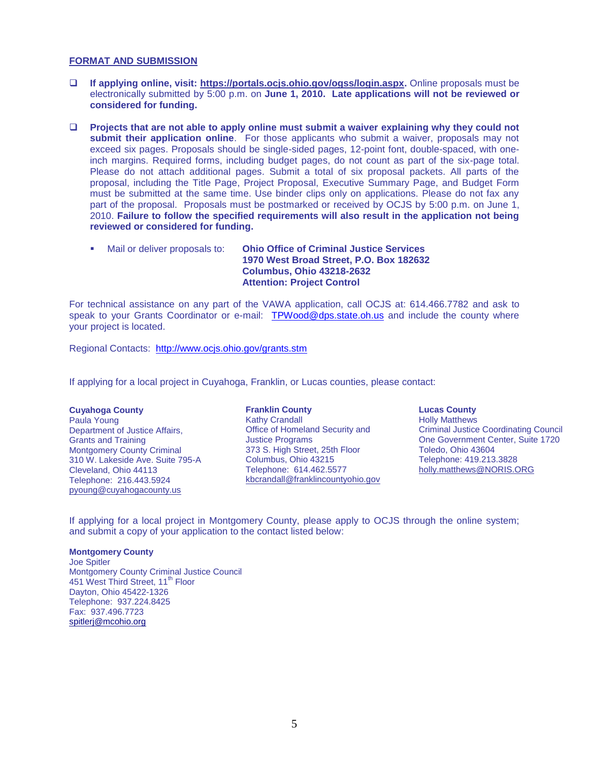## FORMAT AND SUBMISSION

- **If applying online, visit: https://portals.ocjs.ohio.gov/ogss/login.aspx.** Online proposals must be electronically submitted by 5:00 p.m. on **June 1, 2010. Late applications will not be reviewed or considered for funding.**

- **Projects that are not able to apply online must submit a waiver explaining why they could not submit their application online**. For those applicants who submit a waiver, proposals may not exceed six pages. Proposals should be single-sided pages, 12-point font, double-spaced, with one-inch margins. Required forms, including budget pages, do not count as part of the six-page total. Please do not attach additional pages. Submit a total of six proposal packets. All parts of the proposal, including the Title Page, Project Proposal, Executive Summary Page, and Budget Form must be submitted at the same time. Use binder clips only on applications. Please do not fax any part of the proposal. Proposals must be postmarked or received by OCJS by 5:00 p.m. on June 1, 2010. **Failure to follow the specified requirements will also result in the application not being reviewed or considered for funding.**

  - Mail or deliver proposals to: **Ohio Office of Criminal Justice Services**
    **1970 West Broad Street, P.O. Box 182632**
    **Columbus, Ohio 43218-2632**
    **Attention: Project Control**

For technical assistance on any part of the VAWA application, call OCJS at: 614.466.7782 and ask to speak to your Grants Coordinator or e-mail: TPWood@dps.state.oh.us and include the county where your project is located.

Regional Contacts: http://www.ocjs.ohio.gov/grants.stm

If applying for a local project in Cuyahoga, Franklin, or Lucas counties, please contact:

**Cuyahoga County**
Paula Young
Department of Justice Affairs, Grants and Training
Montgomery County Criminal
310 W. Lakeside Ave. Suite 795-A
Cleveland, Ohio 44113
Telephone: 216.443.5924
pyoung@cuyahogacounty.us

**Franklin County**
Kathy Crandall
Office of Homeland Security and Justice Programs
373 S. High Street, 25th Floor
Columbus, Ohio 43215
Telephone: 614.462.5577
kbcrandall@franklincountyohio.gov

**Lucas County**
Holly Matthews
Criminal Justice Coordinating Council
One Government Center, Suite 1720
Toledo, Ohio 43604
Telephone: 419.213.3828
holly.matthews@NORIS.ORG

If applying for a local project in Montgomery County, please apply to OCJS through the online system; and submit a copy of your application to the contact listed below:

**Montgomery County**
Joe Spitler
Montgomery County Criminal Justice Council
451 West Third Street, 11th Floor
Dayton, Ohio 45422-1326
Telephone: 937.224.8425
Fax: 937.496.7723
spitlerj@mcohio.org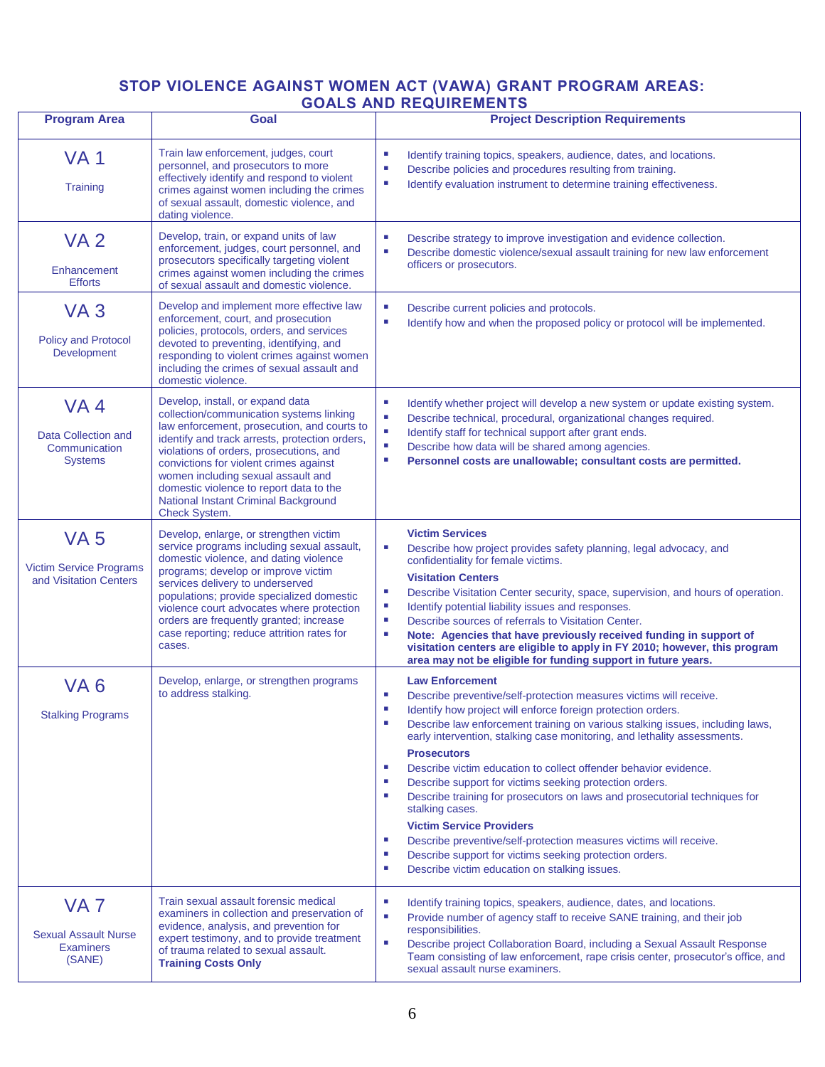# STOP VIOLENCE AGAINST WOMEN ACT (VAWA) GRANT PROGRAM AREAS: GOALS AND REQUIREMENTS

| Program Area | Goal | Project Description Requirements |
|---|---|---|
| VA 1<br><br>Training | Train law enforcement, judges, court personnel, and prosecutors to more effectively identify and respond to violent crimes against women including the crimes of sexual assault, domestic violence, and dating violence. | ▪ Identify training topics, speakers, audience, dates, and locations.<br>▪ Describe policies and procedures resulting from training.<br>▪ Identify evaluation instrument to determine training effectiveness. |
| VA 2<br><br>Enhancement Efforts | Develop, train, or expand units of law enforcement, judges, court personnel, and prosecutors specifically targeting violent crimes against women including the crimes of sexual assault and domestic violence. | ▪ Describe strategy to improve investigation and evidence collection.<br>▪ Describe domestic violence/sexual assault training for new law enforcement officers or prosecutors. |
| VA 3<br><br>Policy and Protocol Development | Develop and implement more effective law enforcement, court, and prosecution policies, protocols, orders, and services devoted to preventing, identifying, and responding to violent crimes against women including the crimes of sexual assault and domestic violence. | ▪ Describe current policies and protocols.<br>▪ Identify how and when the proposed policy or protocol will be implemented. |
| VA 4<br><br>Data Collection and Communication Systems | Develop, install, or expand data collection/communication systems linking law enforcement, prosecution, and courts to identify and track arrests, protection orders, violations of orders, prosecutions, and convictions for violent crimes against women including sexual assault and domestic violence to report data to the National Instant Criminal Background Check System. | ▪ Identify whether project will develop a new system or update existing system.<br>▪ Describe technical, procedural, organizational changes required.<br>▪ Identify staff for technical support after grant ends.<br>▪ Describe how data will be shared among agencies.<br>▪ **Personnel costs are unallowable; consultant costs are permitted.** |
| VA 5<br><br>Victim Service Programs and Visitation Centers | Develop, enlarge, or strengthen victim service programs including sexual assault, domestic violence, and dating violence programs; develop or improve victim services delivery to underserved populations; provide specialized domestic violence court advocates where protection orders are frequently granted; increase case reporting; reduce attrition rates for cases. | **Victim Services**<br>▪ Describe how project provides safety planning, legal advocacy, and confidentiality for female victims.<br>**Visitation Centers**<br>▪ Describe Visitation Center security, space, supervision, and hours of operation.<br>▪ Identify potential liability issues and responses.<br>▪ Describe sources of referrals to Visitation Center.<br>▪ **Note: Agencies that have previously received funding in support of visitation centers are eligible to apply in FY 2010; however, this program area may not be eligible for funding support in future years.** |
| VA 6<br><br>Stalking Programs | Develop, enlarge, or strengthen programs to address stalking. | **Law Enforcement**<br>▪ Describe preventive/self-protection measures victims will receive.<br>▪ Identify how project will enforce foreign protection orders.<br>▪ Describe law enforcement training on various stalking issues, including laws, early intervention, stalking case monitoring, and lethality assessments.<br>**Prosecutors**<br>▪ Describe victim education to collect offender behavior evidence.<br>▪ Describe support for victims seeking protection orders.<br>▪ Describe training for prosecutors on laws and prosecutorial techniques for stalking cases.<br>**Victim Service Providers**<br>▪ Describe preventive/self-protection measures victims will receive.<br>▪ Describe support for victims seeking protection orders.<br>▪ Describe victim education on stalking issues. |
| VA 7<br><br>Sexual Assault Nurse Examiners (SANE) | Train sexual assault forensic medical examiners in collection and preservation of evidence, analysis, and prevention for expert testimony, and to provide treatment of trauma related to sexual assault.<br>**Training Costs Only** | ▪ Identify training topics, speakers, audience, dates, and locations.<br>▪ Provide number of agency staff to receive SANE training, and their job responsibilities.<br>▪ Describe project Collaboration Board, including a Sexual Assault Response Team consisting of law enforcement, rape crisis center, prosecutor's office, and sexual assault nurse examiners. |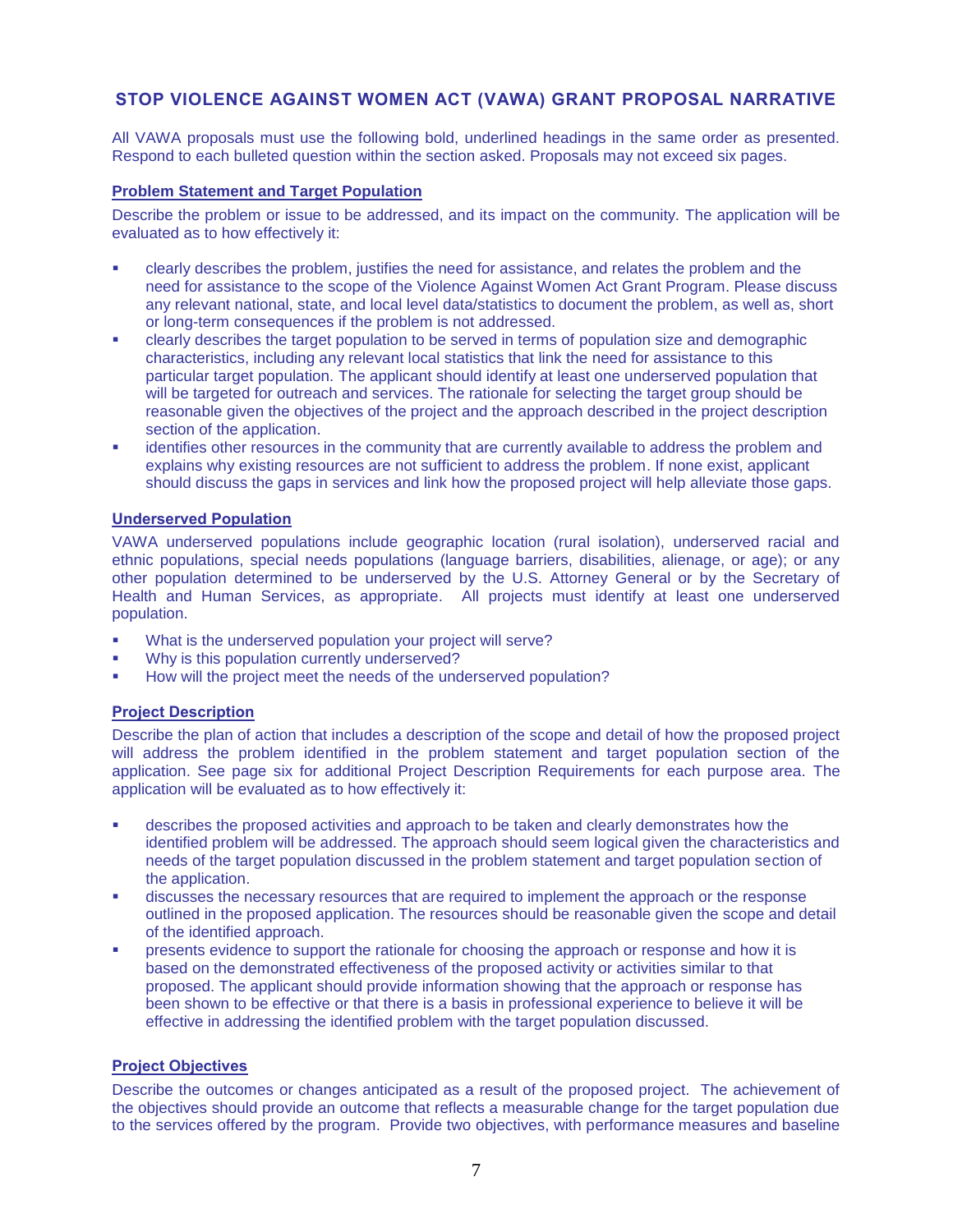## STOP VIOLENCE AGAINST WOMEN ACT (VAWA) GRANT PROPOSAL NARRATIVE

All VAWA proposals must use the following bold, underlined headings in the same order as presented. Respond to each bulleted question within the section asked. Proposals may not exceed six pages.

### Problem Statement and Target Population

Describe the problem or issue to be addressed, and its impact on the community. The application will be evaluated as to how effectively it:

- clearly describes the problem, justifies the need for assistance, and relates the problem and the need for assistance to the scope of the Violence Against Women Act Grant Program. Please discuss any relevant national, state, and local level data/statistics to document the problem, as well as, short or long-term consequences if the problem is not addressed.
- clearly describes the target population to be served in terms of population size and demographic characteristics, including any relevant local statistics that link the need for assistance to this particular target population. The applicant should identify at least one underserved population that will be targeted for outreach and services. The rationale for selecting the target group should be reasonable given the objectives of the project and the approach described in the project description section of the application.
- identifies other resources in the community that are currently available to address the problem and explains why existing resources are not sufficient to address the problem. If none exist, applicant should discuss the gaps in services and link how the proposed project will help alleviate those gaps.

### Underserved Population

VAWA underserved populations include geographic location (rural isolation), underserved racial and ethnic populations, special needs populations (language barriers, disabilities, alienage, or age); or any other population determined to be underserved by the U.S. Attorney General or by the Secretary of Health and Human Services, as appropriate. All projects must identify at least one underserved population.

- What is the underserved population your project will serve?
- Why is this population currently underserved?
- How will the project meet the needs of the underserved population?

### Project Description

Describe the plan of action that includes a description of the scope and detail of how the proposed project will address the problem identified in the problem statement and target population section of the application. See page six for additional Project Description Requirements for each purpose area. The application will be evaluated as to how effectively it:

- describes the proposed activities and approach to be taken and clearly demonstrates how the identified problem will be addressed. The approach should seem logical given the characteristics and needs of the target population discussed in the problem statement and target population section of the application.
- discusses the necessary resources that are required to implement the approach or the response outlined in the proposed application. The resources should be reasonable given the scope and detail of the identified approach.
- presents evidence to support the rationale for choosing the approach or response and how it is based on the demonstrated effectiveness of the proposed activity or activities similar to that proposed. The applicant should provide information showing that the approach or response has been shown to be effective or that there is a basis in professional experience to believe it will be effective in addressing the identified problem with the target population discussed.

### Project Objectives

Describe the outcomes or changes anticipated as a result of the proposed project. The achievement of the objectives should provide an outcome that reflects a measurable change for the target population due to the services offered by the program. Provide two objectives, with performance measures and baseline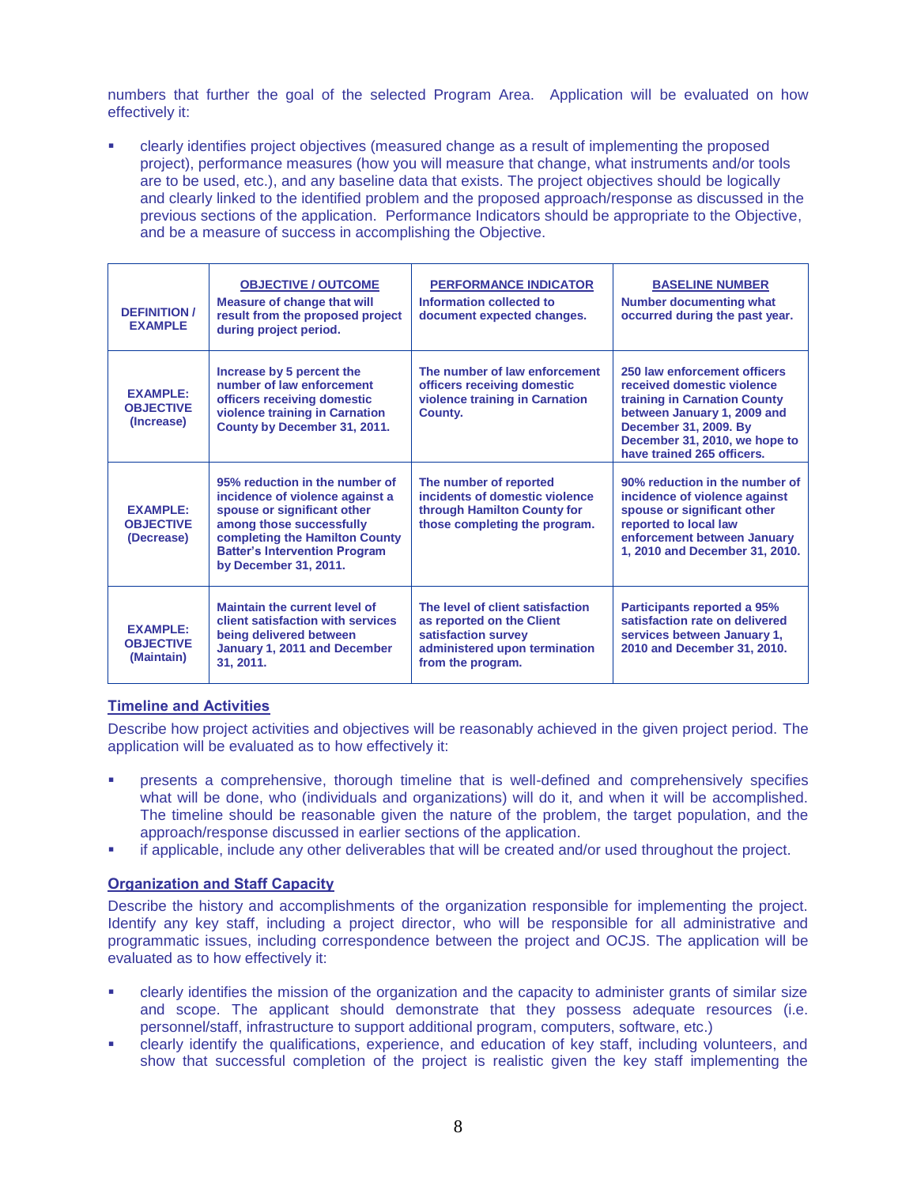numbers that further the goal of the selected Program Area. Application will be evaluated on how effectively it:

- clearly identifies project objectives (measured change as a result of implementing the proposed project), performance measures (how you will measure that change, what instruments and/or tools are to be used, etc.), and any baseline data that exists. The project objectives should be logically and clearly linked to the identified problem and the proposed approach/response as discussed in the previous sections of the application. Performance Indicators should be appropriate to the Objective, and be a measure of success in accomplishing the Objective.

| **DEFINITION / EXAMPLE** | **OBJECTIVE / OUTCOME** Measure of change that will result from the proposed project during project period. | **PERFORMANCE INDICATOR** Information collected to document expected changes. | **BASELINE NUMBER** Number documenting what occurred during the past year. |
|---|---|---|---|
| **EXAMPLE: OBJECTIVE (Increase)** | **Increase by 5 percent the number of law enforcement officers receiving domestic violence training in Carnation County by December 31, 2011.** | **The number of law enforcement officers receiving domestic violence training in Carnation County.** | **250 law enforcement officers received domestic violence training in Carnation County between January 1, 2009 and December 31, 2009. By December 31, 2010, we hope to have trained 265 officers.** |
| **EXAMPLE: OBJECTIVE (Decrease)** | **95% reduction in the number of incidence of violence against a spouse or significant other among those successfully completing the Hamilton County Batter's Intervention Program by December 31, 2011.** | **The number of reported incidents of domestic violence through Hamilton County for those completing the program.** | **90% reduction in the number of incidence of violence against spouse or significant other reported to local law enforcement between January 1, 2010 and December 31, 2010.** |
| **EXAMPLE: OBJECTIVE (Maintain)** | **Maintain the current level of client satisfaction with services being delivered between January 1, 2011 and December 31, 2011.** | **The level of client satisfaction as reported on the Client satisfaction survey administered upon termination from the program.** | **Participants reported a 95% satisfaction rate on delivered services between January 1, 2010 and December 31, 2010.** |

## Timeline and Activities

Describe how project activities and objectives will be reasonably achieved in the given project period. The application will be evaluated as to how effectively it:

- presents a comprehensive, thorough timeline that is well-defined and comprehensively specifies what will be done, who (individuals and organizations) will do it, and when it will be accomplished. The timeline should be reasonable given the nature of the problem, the target population, and the approach/response discussed in earlier sections of the application.
- if applicable, include any other deliverables that will be created and/or used throughout the project.

## Organization and Staff Capacity

Describe the history and accomplishments of the organization responsible for implementing the project. Identify any key staff, including a project director, who will be responsible for all administrative and programmatic issues, including correspondence between the project and OCJS. The application will be evaluated as to how effectively it:

- clearly identifies the mission of the organization and the capacity to administer grants of similar size and scope. The applicant should demonstrate that they possess adequate resources (i.e. personnel/staff, infrastructure to support additional program, computers, software, etc.)
- clearly identify the qualifications, experience, and education of key staff, including volunteers, and show that successful completion of the project is realistic given the key staff implementing the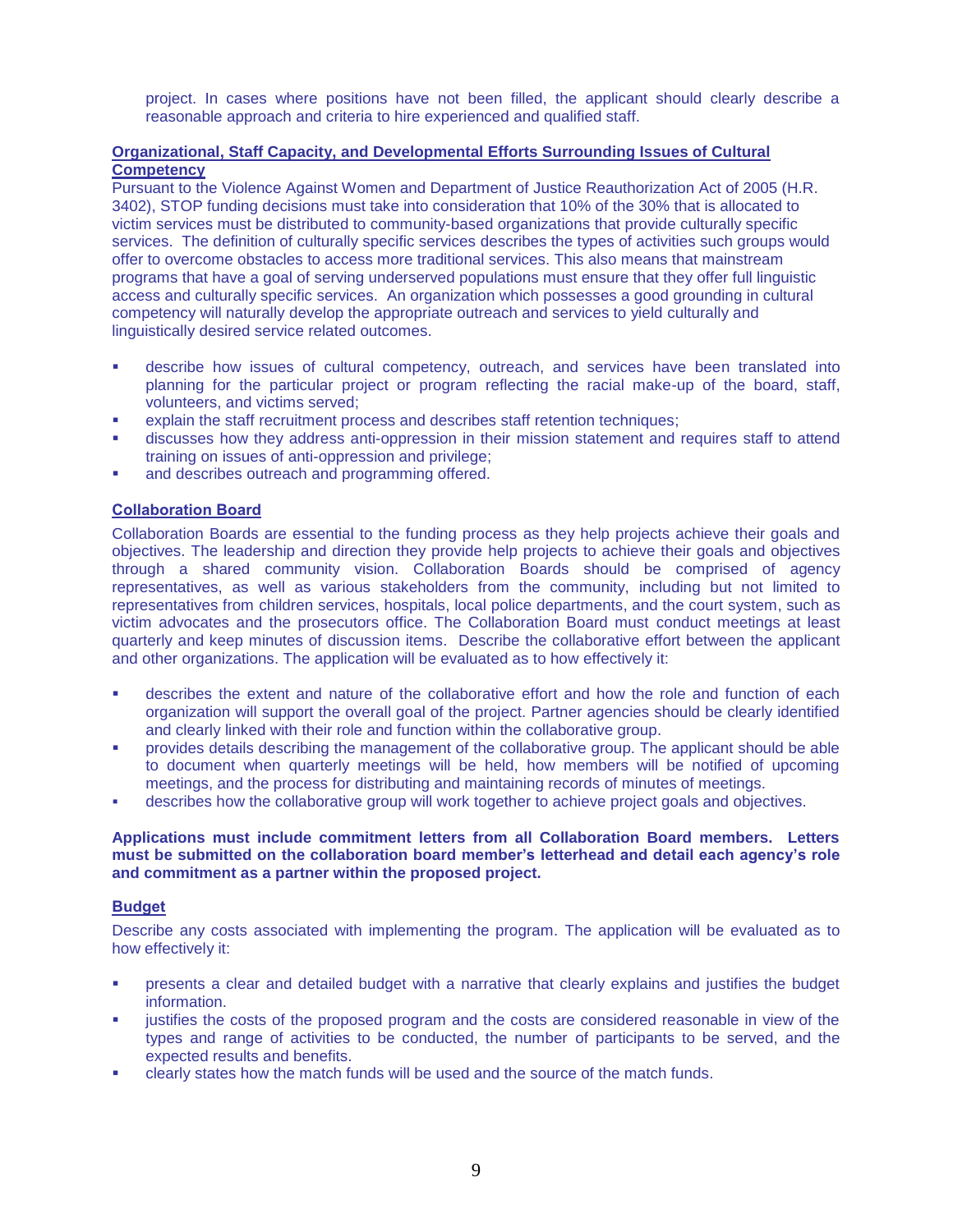project. In cases where positions have not been filled, the applicant should clearly describe a reasonable approach and criteria to hire experienced and qualified staff.

**Organizational, Staff Capacity, and Developmental Efforts Surrounding Issues of Cultural Competency**

Pursuant to the Violence Against Women and Department of Justice Reauthorization Act of 2005 (H.R. 3402), STOP funding decisions must take into consideration that 10% of the 30% that is allocated to victim services must be distributed to community-based organizations that provide culturally specific services. The definition of culturally specific services describes the types of activities such groups would offer to overcome obstacles to access more traditional services. This also means that mainstream programs that have a goal of serving underserved populations must ensure that they offer full linguistic access and culturally specific services. An organization which possesses a good grounding in cultural competency will naturally develop the appropriate outreach and services to yield culturally and linguistically desired service related outcomes.

- describe how issues of cultural competency, outreach, and services have been translated into planning for the particular project or program reflecting the racial make-up of the board, staff, volunteers, and victims served;
- explain the staff recruitment process and describes staff retention techniques;
- discusses how they address anti-oppression in their mission statement and requires staff to attend training on issues of anti-oppression and privilege;
- and describes outreach and programming offered.

**Collaboration Board**

Collaboration Boards are essential to the funding process as they help projects achieve their goals and objectives. The leadership and direction they provide help projects to achieve their goals and objectives through a shared community vision. Collaboration Boards should be comprised of agency representatives, as well as various stakeholders from the community, including but not limited to representatives from children services, hospitals, local police departments, and the court system, such as victim advocates and the prosecutors office. The Collaboration Board must conduct meetings at least quarterly and keep minutes of discussion items. Describe the collaborative effort between the applicant and other organizations. The application will be evaluated as to how effectively it:

- describes the extent and nature of the collaborative effort and how the role and function of each organization will support the overall goal of the project. Partner agencies should be clearly identified and clearly linked with their role and function within the collaborative group.
- provides details describing the management of the collaborative group. The applicant should be able to document when quarterly meetings will be held, how members will be notified of upcoming meetings, and the process for distributing and maintaining records of minutes of meetings.
- describes how the collaborative group will work together to achieve project goals and objectives.

**Applications must include commitment letters from all Collaboration Board members. Letters must be submitted on the collaboration board member's letterhead and detail each agency's role and commitment as a partner within the proposed project.**

**Budget**

Describe any costs associated with implementing the program. The application will be evaluated as to how effectively it:

- presents a clear and detailed budget with a narrative that clearly explains and justifies the budget information.
- justifies the costs of the proposed program and the costs are considered reasonable in view of the types and range of activities to be conducted, the number of participants to be served, and the expected results and benefits.
- clearly states how the match funds will be used and the source of the match funds.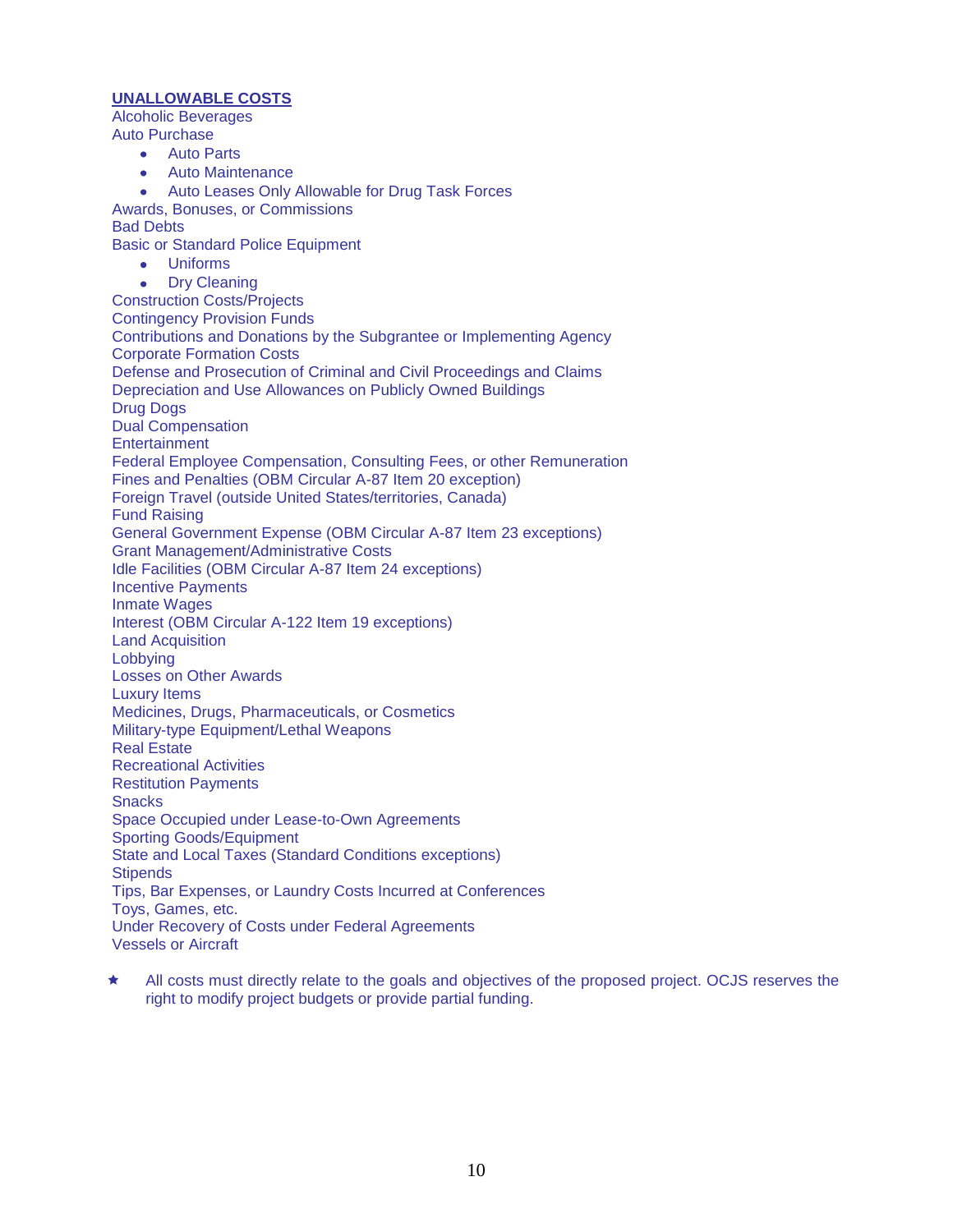**UNALLOWABLE COSTS**

Alcoholic Beverages
Auto Purchase

- Auto Parts
- Auto Maintenance
- Auto Leases Only Allowable for Drug Task Forces

Awards, Bonuses, or Commissions
Bad Debts
Basic or Standard Police Equipment

- Uniforms
- Dry Cleaning

Construction Costs/Projects
Contingency Provision Funds
Contributions and Donations by the Subgrantee or Implementing Agency
Corporate Formation Costs
Defense and Prosecution of Criminal and Civil Proceedings and Claims
Depreciation and Use Allowances on Publicly Owned Buildings
Drug Dogs
Dual Compensation
Entertainment
Federal Employee Compensation, Consulting Fees, or other Remuneration
Fines and Penalties (OBM Circular A-87 Item 20 exception)
Foreign Travel (outside United States/territories, Canada)
Fund Raising
General Government Expense (OBM Circular A-87 Item 23 exceptions)
Grant Management/Administrative Costs
Idle Facilities (OBM Circular A-87 Item 24 exceptions)
Incentive Payments
Inmate Wages
Interest (OBM Circular A-122 Item 19 exceptions)
Land Acquisition
Lobbying
Losses on Other Awards
Luxury Items
Medicines, Drugs, Pharmaceuticals, or Cosmetics
Military-type Equipment/Lethal Weapons
Real Estate
Recreational Activities
Restitution Payments
Snacks
Space Occupied under Lease-to-Own Agreements
Sporting Goods/Equipment
State and Local Taxes (Standard Conditions exceptions)
Stipends
Tips, Bar Expenses, or Laundry Costs Incurred at Conferences
Toys, Games, etc.
Under Recovery of Costs under Federal Agreements
Vessels or Aircraft

★ All costs must directly relate to the goals and objectives of the proposed project. OCJS reserves the right to modify project budgets or provide partial funding.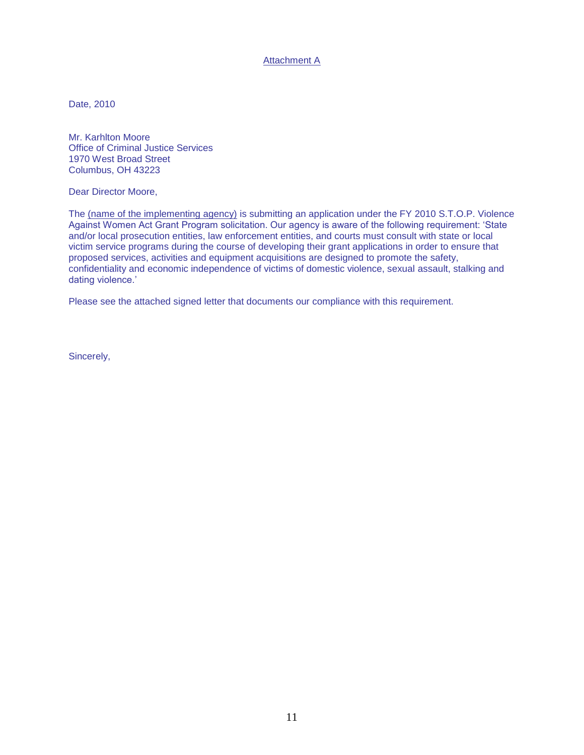<u>Attachment A</u>

Date, 2010

Mr. Karhlton Moore
Office of Criminal Justice Services
1970 West Broad Street
Columbus, OH 43223

Dear Director Moore,

The <u>(name of the implementing agency)</u> is submitting an application under the FY 2010 S.T.O.P. Violence Against Women Act Grant Program solicitation. Our agency is aware of the following requirement: 'State and/or local prosecution entities, law enforcement entities, and courts must consult with state or local victim service programs during the course of developing their grant applications in order to ensure that proposed services, activities and equipment acquisitions are designed to promote the safety, confidentiality and economic independence of victims of domestic violence, sexual assault, stalking and dating violence.'

Please see the attached signed letter that documents our compliance with this requirement.

Sincerely,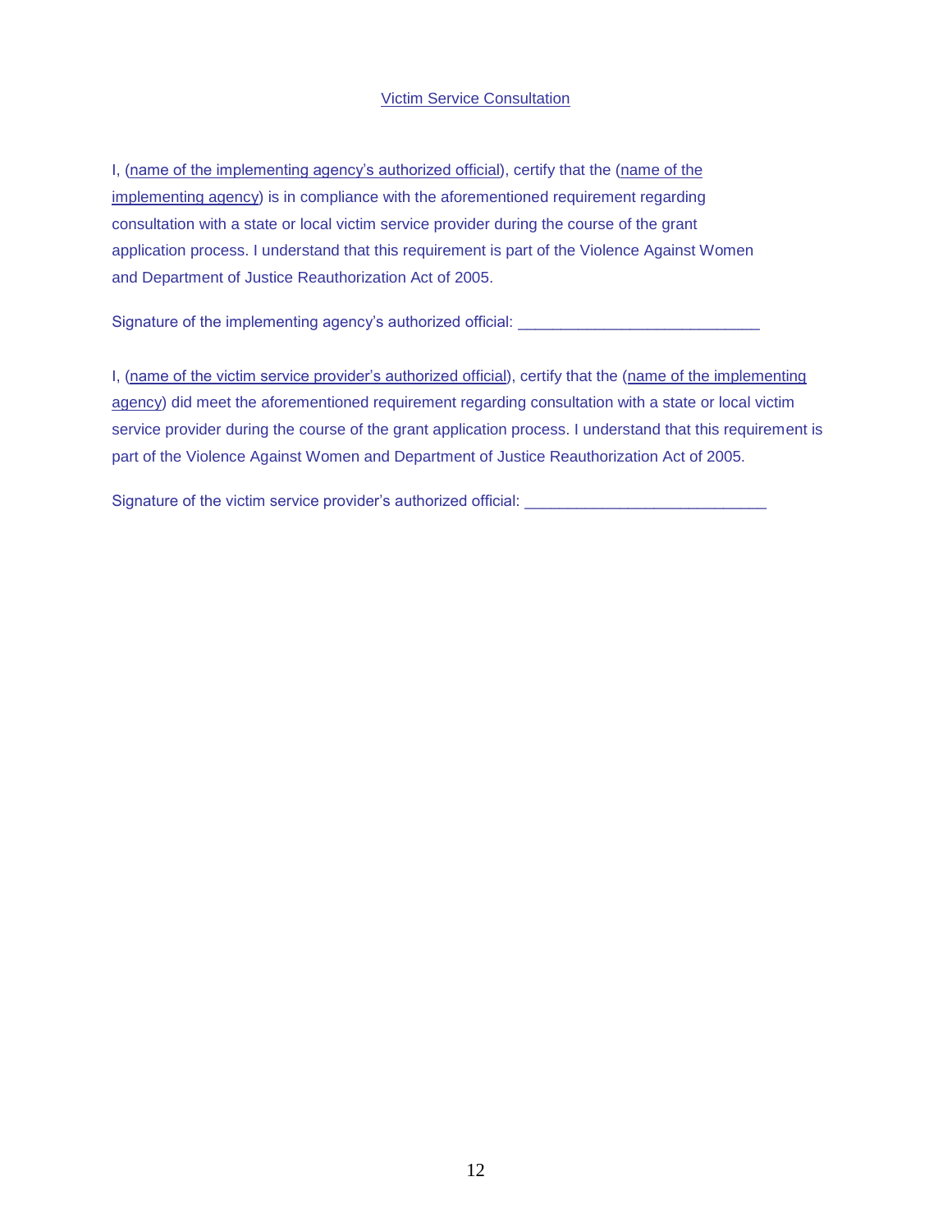Victim Service Consultation

I, (name of the implementing agency's authorized official), certify that the (name of the implementing agency) is in compliance with the aforementioned requirement regarding consultation with a state or local victim service provider during the course of the grant application process. I understand that this requirement is part of the Violence Against Women and Department of Justice Reauthorization Act of 2005.

Signature of the implementing agency's authorized official: ___________________________

I, (name of the victim service provider's authorized official), certify that the (name of the implementing agency) did meet the aforementioned requirement regarding consultation with a state or local victim service provider during the course of the grant application process. I understand that this requirement is part of the Violence Against Women and Department of Justice Reauthorization Act of 2005.

Signature of the victim service provider's authorized official: ___________________________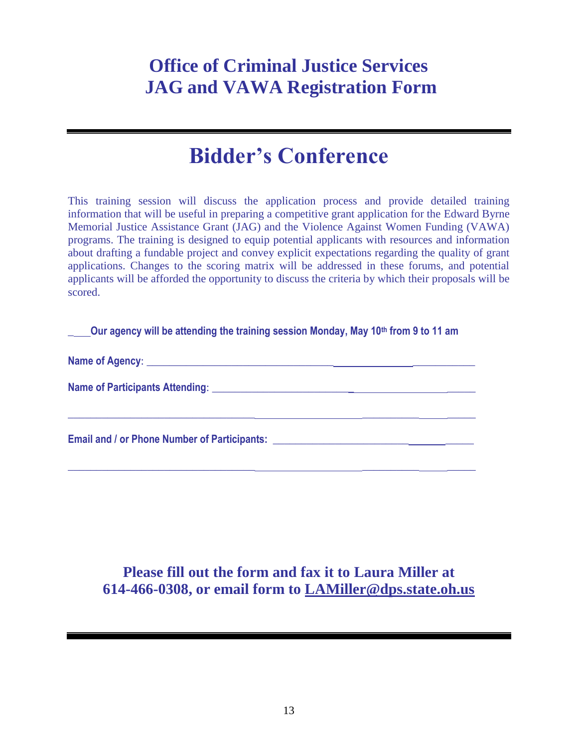# Office of Criminal Justice Services
# JAG and VAWA Registration Form

---

# Bidder's Conference

This training session will discuss the application process and provide detailed training information that will be useful in preparing a competitive grant application for the Edward Byrne Memorial Justice Assistance Grant (JAG) and the Violence Against Women Funding (VAWA) programs. The training is designed to equip potential applicants with resources and information about drafting a fundable project and convey explicit expectations regarding the quality of grant applications. Changes to the scoring matrix will be addressed in these forums, and potential applicants will be afforded the opportunity to discuss the criteria by which their proposals will be scored.

**____Our agency will be attending the training session Monday, May 10th from 9 to 11 am**

**Name of Agency**: ______________________________________________________________

**Name of Participants Attending**: ______________________________________________

_____________________________________________________________________________

**Email and / or Phone Number of Participants:** __________________________________

_____________________________________________________________________________

**Please fill out the form and fax it to Laura Miller at 614-466-0308, or email form to LAMiller@dps.state.oh.us**

---